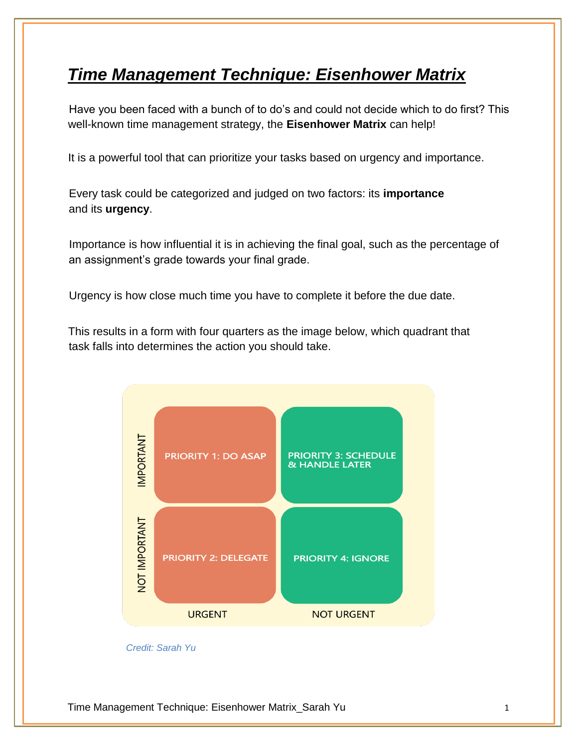# ***Time Management Technique: Eisenhower Matrix***

Have you been faced with a bunch of to do's and could not decide which to do first? This well-known time management strategy, the **Eisenhower Matrix** can help!

It is a powerful tool that can prioritize your tasks based on urgency and importance.

Every task could be categorized and judged on two factors: its **importance** and its **urgency**.

Importance is how influential it is in achieving the final goal, such as the percentage of an assignment's grade towards your final grade.

Urgency is how close much time you have to complete it before the due date.

This results in a form with four quarters as the image below, which quadrant that task falls into determines the action you should take.

| | URGENT | NOT URGENT |
|---|---|---|
| IMPORTANT | PRIORITY 1: DO ASAP | PRIORITY 3: SCHEDULE & HANDLE LATER |
| NOT IMPORTANT | PRIORITY 2: DELEGATE | PRIORITY 4: IGNORE |

*Credit: Sarah Yu*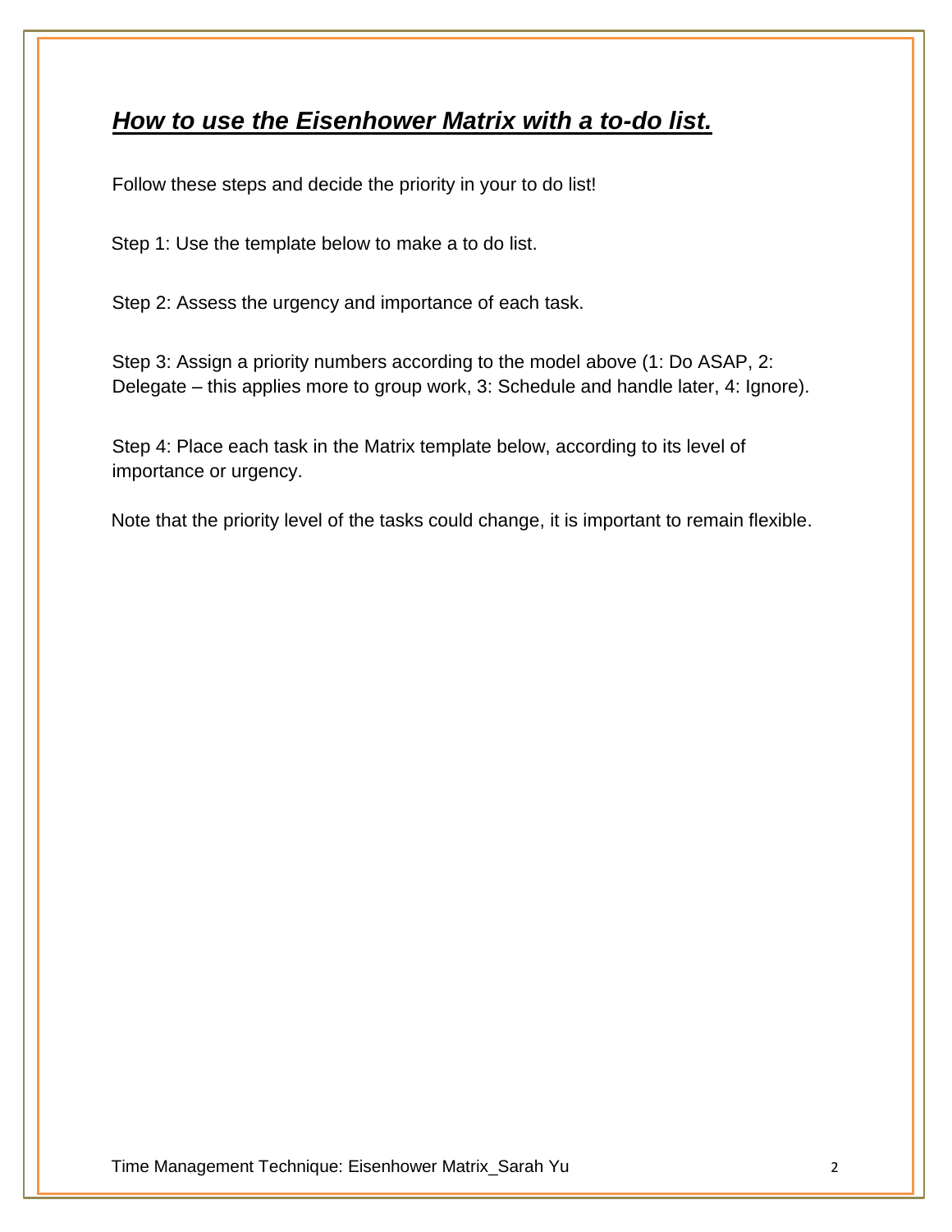## ***How to use the Eisenhower Matrix with a to-do list.***

Follow these steps and decide the priority in your to do list!

Step 1: Use the template below to make a to do list.

Step 2: Assess the urgency and importance of each task.

Step 3: Assign a priority numbers according to the model above (1: Do ASAP, 2: Delegate – this applies more to group work, 3: Schedule and handle later, 4: Ignore).

Step 4: Place each task in the Matrix template below, according to its level of importance or urgency.

Note that the priority level of the tasks could change, it is important to remain flexible.